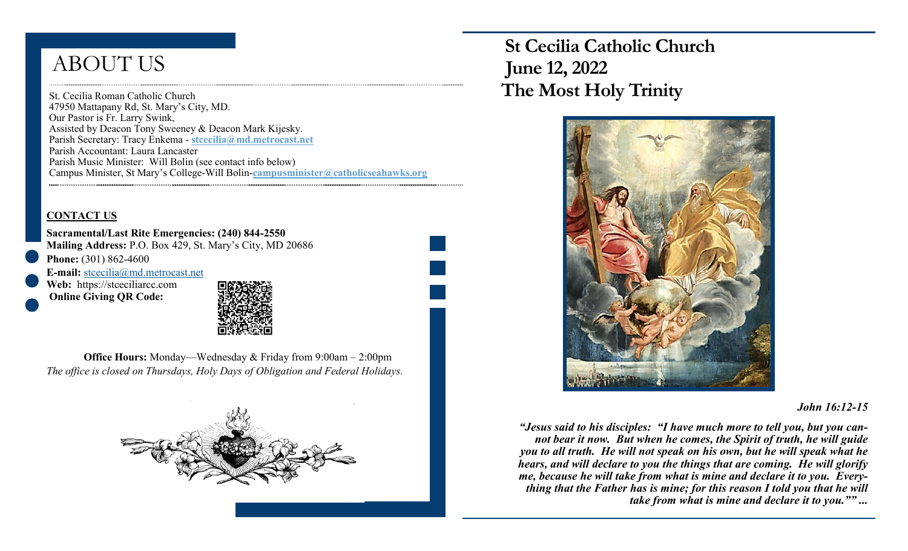# ABOUT US

St. Cecilia Roman Catholic Church
47950 Mattapany Rd, St. Mary's City, MD.
Our Pastor is Fr. Larry Swink,
Assisted by Deacon Tony Sweeney & Deacon Mark Kijesky.
Parish Secretary: Tracy Enkema - **stcecilia@md.metrocast.net**
Parish Accountant: Laura Lancaster
Parish Music Minister: Will Bolin (see contact info below)
Campus Minister, St Mary's College-Will Bolin-**campusminister@catholicseahawks.org**

**CONTACT US**

**Sacramental/Last Rite Emergencies: (240) 844-2550**
**Mailing Address:** P.O. Box 429, St. Mary's City, MD 20686
**Phone:** (301) 862-4600
**E-mail:** stcecilia@md.metrocast.net
**Web:** https://stceciliarcc.com
**Online Giving QR Code:**

**Office Hours:** Monday—Wednesday & Friday from 9:00am – 2:00pm
*The office is closed on Thursdays, Holy Days of Obligation and Federal Holidays.*

# St Cecilia Catholic Church
# June 12, 2022
# The Most Holy Trinity

***John 16:12-15***

***"Jesus said to his disciples: "I have much more to tell you, but you cannot bear it now. But when he comes, the Spirit of truth, he will guide you to all truth. He will not speak on his own, but he will speak what he hears, and will declare to you the things that are coming. He will glorify me, because he will take from what is mine and declare it to you. Everything that the Father has is mine; for this reason I told you that he will take from what is mine and declare it to you."" ...***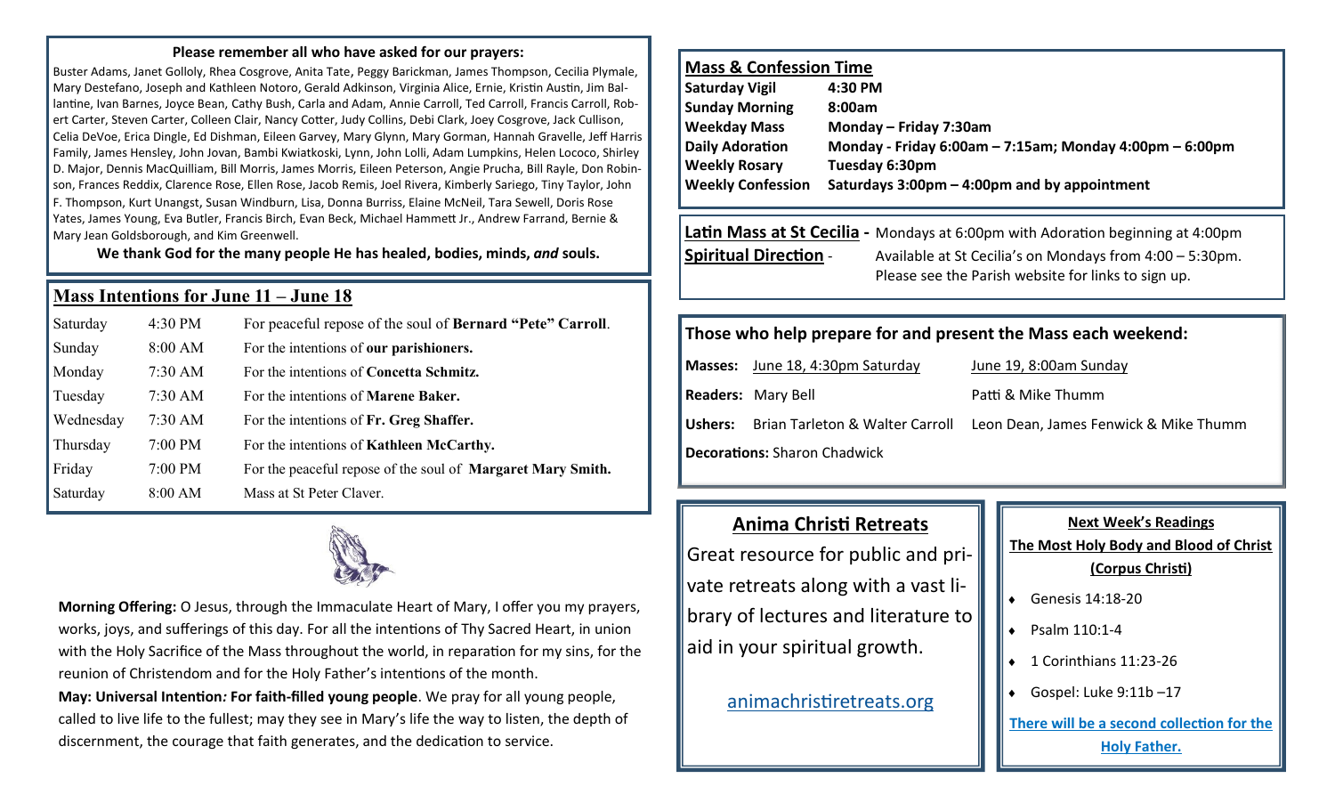**Please remember all who have asked for our prayers:**

Buster Adams, Janet Golloly, Rhea Cosgrove, Anita Tate, Peggy Barickman, James Thompson, Cecilia Plymale, Mary Destefano, Joseph and Kathleen Notoro, Gerald Adkinson, Virginia Alice, Ernie, Kristin Austin, Jim Ballantine, Ivan Barnes, Joyce Bean, Cathy Bush, Carla and Adam, Annie Carroll, Ted Carroll, Francis Carroll, Robert Carter, Steven Carter, Colleen Clair, Nancy Cotter, Judy Collins, Debi Clark, Joey Cosgrove, Jack Cullison, Celia DeVoe, Erica Dingle, Ed Dishman, Eileen Garvey, Mary Glynn, Mary Gorman, Hannah Gravelle, Jeff Harris Family, James Hensley, John Jovan, Bambi Kwiatkoski, Lynn, John Lolli, Adam Lumpkins, Helen Lococo, Shirley D. Major, Dennis MacQuilliam, Bill Morris, James Morris, Eileen Peterson, Angie Prucha, Bill Rayle, Don Robinson, Frances Reddix, Clarence Rose, Ellen Rose, Jacob Remis, Joel Rivera, Kimberly Sariego, Tiny Taylor, John F. Thompson, Kurt Unangst, Susan Windburn, Lisa, Donna Burriss, Elaine McNeil, Tara Sewell, Doris Rose Yates, James Young, Eva Butler, Francis Birch, Evan Beck, Michael Hammett Jr., Andrew Farrand, Bernie & Mary Jean Goldsborough, and Kim Greenwell.

**We thank God for the many people He has healed, bodies, minds, *and* souls.**

## Mass Intentions for June 11 – June 18

| | | |
|---|---|---|
| Saturday | 4:30 PM | For peaceful repose of the soul of **Bernard "Pete" Carroll**. |
| Sunday | 8:00 AM | For the intentions of **our parishioners.** |
| Monday | 7:30 AM | For the intentions of **Concetta Schmitz.** |
| Tuesday | 7:30 AM | For the intentions of **Marene Baker.** |
| Wednesday | 7:30 AM | For the intentions of **Fr. Greg Shaffer.** |
| Thursday | 7:00 PM | For the intentions of **Kathleen McCarthy.** |
| Friday | 7:00 PM | For the peaceful repose of the soul of **Margaret Mary Smith.** |
| Saturday | 8:00 AM | Mass at St Peter Claver. |

**Morning Offering:** O Jesus, through the Immaculate Heart of Mary, I offer you my prayers, works, joys, and sufferings of this day. For all the intentions of Thy Sacred Heart, in union with the Holy Sacrifice of the Mass throughout the world, in reparation for my sins, for the reunion of Christendom and for the Holy Father's intentions of the month.

**May: Universal Intention*:* For faith-filled young people**. We pray for all young people, called to live life to the fullest; may they see in Mary's life the way to listen, the depth of discernment, the courage that faith generates, and the dedication to service.

## Mass & Confession Time

| | |
|---|---|
| **Saturday Vigil** | **4:30 PM** |
| **Sunday Morning** | **8:00am** |
| **Weekday Mass** | **Monday – Friday 7:30am** |
| **Daily Adoration** | **Monday - Friday 6:00am – 7:15am; Monday 4:00pm – 6:00pm** |
| **Weekly Rosary** | **Tuesday 6:30pm** |
| **Weekly Confession** | **Saturdays 3:00pm – 4:00pm and by appointment** |

**Latin Mass at St Cecilia -** Mondays at 6:00pm with Adoration beginning at 4:00pm

**Spiritual Direction** - Available at St Cecilia's on Mondays from 4:00 – 5:30pm. Please see the Parish website for links to sign up.

### Those who help prepare for and present the Mass each weekend:

| | | |
|---|---|---|
| **Masses:** | June 18, 4:30pm Saturday | June 19, 8:00am Sunday |
| **Readers:** | Mary Bell | Patti & Mike Thumm |
| **Ushers:** | Brian Tarleton & Walter Carroll | Leon Dean, James Fenwick & Mike Thumm |

**Decorations:** Sharon Chadwick

## Anima Christi Retreats

Great resource for public and private retreats along with a vast library of lectures and literature to aid in your spiritual growth.

animachristiretreats.org

**Next Week's Readings**

**The Most Holy Body and Blood of Christ (Corpus Christi)**

- Genesis 14:18-20
- Psalm 110:1-4
- 1 Corinthians 11:23-26
- Gospel: Luke 9:11b –17

**There will be a second collection for the Holy Father.**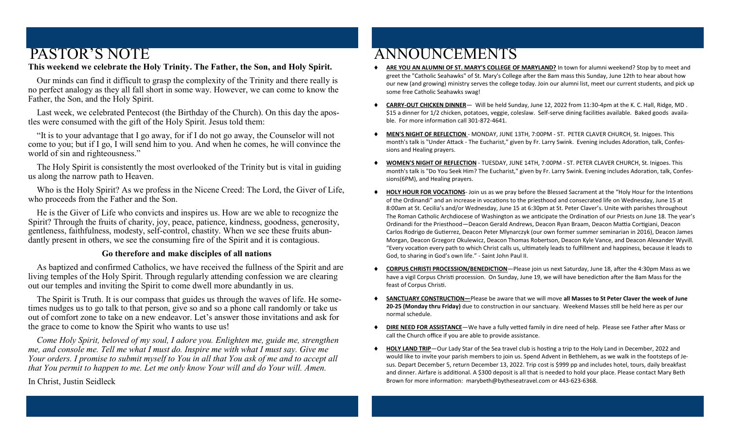# PASTOR'S NOTE

**This weekend we celebrate the Holy Trinity. The Father, the Son, and Holy Spirit.**

Our minds can find it difficult to grasp the complexity of the Trinity and there really is no perfect analogy as they all fall short in some way. However, we can come to know the Father, the Son, and the Holy Spirit.

Last week, we celebrated Pentecost (the Birthday of the Church). On this day the apostles were consumed with the gift of the Holy Spirit. Jesus told them:

"It is to your advantage that I go away, for if I do not go away, the Counselor will not come to you; but if I go, I will send him to you. And when he comes, he will convince the world of sin and righteousness."

The Holy Spirit is consistently the most overlooked of the Trinity but is vital in guiding us along the narrow path to Heaven.

Who is the Holy Spirit? As we profess in the Nicene Creed: The Lord, the Giver of Life, who proceeds from the Father and the Son.

He is the Giver of Life who convicts and inspires us. How are we able to recognize the Spirit? Through the fruits of charity, joy, peace, patience, kindness, goodness, generosity, gentleness, faithfulness, modesty, self-control, chastity. When we see these fruits abundantly present in others, we see the consuming fire of the Spirit and it is contagious.

**Go therefore and make disciples of all nations**

As baptized and confirmed Catholics, we have received the fullness of the Spirit and are living temples of the Holy Spirit. Through regularly attending confession we are clearing out our temples and inviting the Spirit to come dwell more abundantly in us.

The Spirit is Truth. It is our compass that guides us through the waves of life. He sometimes nudges us to go talk to that person, give so and so a phone call randomly or take us out of comfort zone to take on a new endeavor. Let's answer those invitations and ask for the grace to come to know the Spirit who wants to use us!

*Come Holy Spirit, beloved of my soul, I adore you. Enlighten me, guide me, strengthen me, and console me. Tell me what I must do. Inspire me with what I must say. Give me Your orders. I promise to submit myself to You in all that You ask of me and to accept all that You permit to happen to me. Let me only know Your will and do Your will. Amen.*

In Christ, Justin Seidleck

# ANNOUNCEMENTS

- **ARE YOU AN ALUMNI OF ST. MARY'S COLLEGE OF MARYLAND?** In town for alumni weekend? Stop by to meet and greet the "Catholic Seahawks" of St. Mary's College after the 8am mass this Sunday, June 12th to hear about how our new (and growing) ministry serves the college today. Join our alumni list, meet our current students, and pick up some free Catholic Seahawks swag!

- **CARRY-OUT CHICKEN DINNER**— Will be held Sunday, June 12, 2022 from 11:30-4pm at the K. C. Hall, Ridge, MD . $15 a dinner for 1/2 chicken, potatoes, veggie, coleslaw. Self-serve dining facilities available. Baked goods available. For more information call 301-872-4641.

- **MEN'S NIGHT OF REFLECTION** - MONDAY, JUNE 13TH, 7:00PM - ST. PETER CLAVER CHURCH, St. Inigoes. This month's talk is "Under Attack - The Eucharist," given by Fr. Larry Swink. Evening includes Adoration, talk, Confessions and Healing prayers.

- **WOMEN'S NIGHT OF REFLECTION** - TUESDAY, JUNE 14TH, 7:00PM - ST. PETER CLAVER CHURCH, St. Inigoes. This month's talk is "Do You Seek Him? The Eucharist," given by Fr. Larry Swink. Evening includes Adoration, talk, Confessions(6PM), and Healing prayers.

- **HOLY HOUR FOR VOCATIONS**- Join us as we pray before the Blessed Sacrament at the "Holy Hour for the Intentions of the Ordinandi" and an increase in vocations to the priesthood and consecrated life on Wednesday, June 15 at 8:00am at St. Cecilia's and/or Wednesday, June 15 at 6:30pm at St. Peter Claver's. Unite with parishes throughout The Roman Catholic Archdiocese of Washington as we anticipate the Ordination of our Priests on June 18. The year's Ordinandi for the Priesthood—Deacon Gerald Andrews, Deacon Ryan Braam, Deacon Mattia Cortigiani, Deacon Carlos Rodrigo de Gutierrez, Deacon Peter Mlynarczyk (our own former summer seminarian in 2016), Deacon James Morgan, Deacon Grzegorz Okulewicz, Deacon Thomas Robertson, Deacon Kyle Vance, and Deacon Alexander Wyvill. "Every vocation every path to which Christ calls us, ultimately leads to fulfillment and happiness, because it leads to God, to sharing in God's own life." - Saint John Paul II.

- **CORPUS CHRISTI PROCESSION/BENEDICTION**—Please join us next Saturday, June 18, after the 4:30pm Mass as we have a vigil Corpus Christi procession. On Sunday, June 19, we will have benediction after the 8am Mass for the feast of Corpus Christi.

- **SANCTUARY CONSTRUCTION—**Please be aware that we will move **all Masses to St Peter Claver the week of June 20-25 (Monday thru Friday)** due to construction in our sanctuary. Weekend Masses still be held here as per our normal schedule.

- **DIRE NEED FOR ASSISTANCE**—We have a fully vetted family in dire need of help. Please see Father after Mass or call the Church office if you are able to provide assistance.

- **HOLY LAND TRIP**—Our Lady Star of the Sea travel club is hosting a trip to the Holy Land in December, 2022 and would like to invite your parish members to join us. Spend Advent in Bethlehem, as we walk in the footsteps of Jesus. Depart December 5, return December 13, 2022. Trip cost is $999 pp and includes hotel, tours, daily breakfast and dinner. Airfare is additional. A $300 deposit is all that is needed to hold your place. Please contact Mary Beth Brown for more information: marybeth@bytheseatravel.com or 443-623-6368.